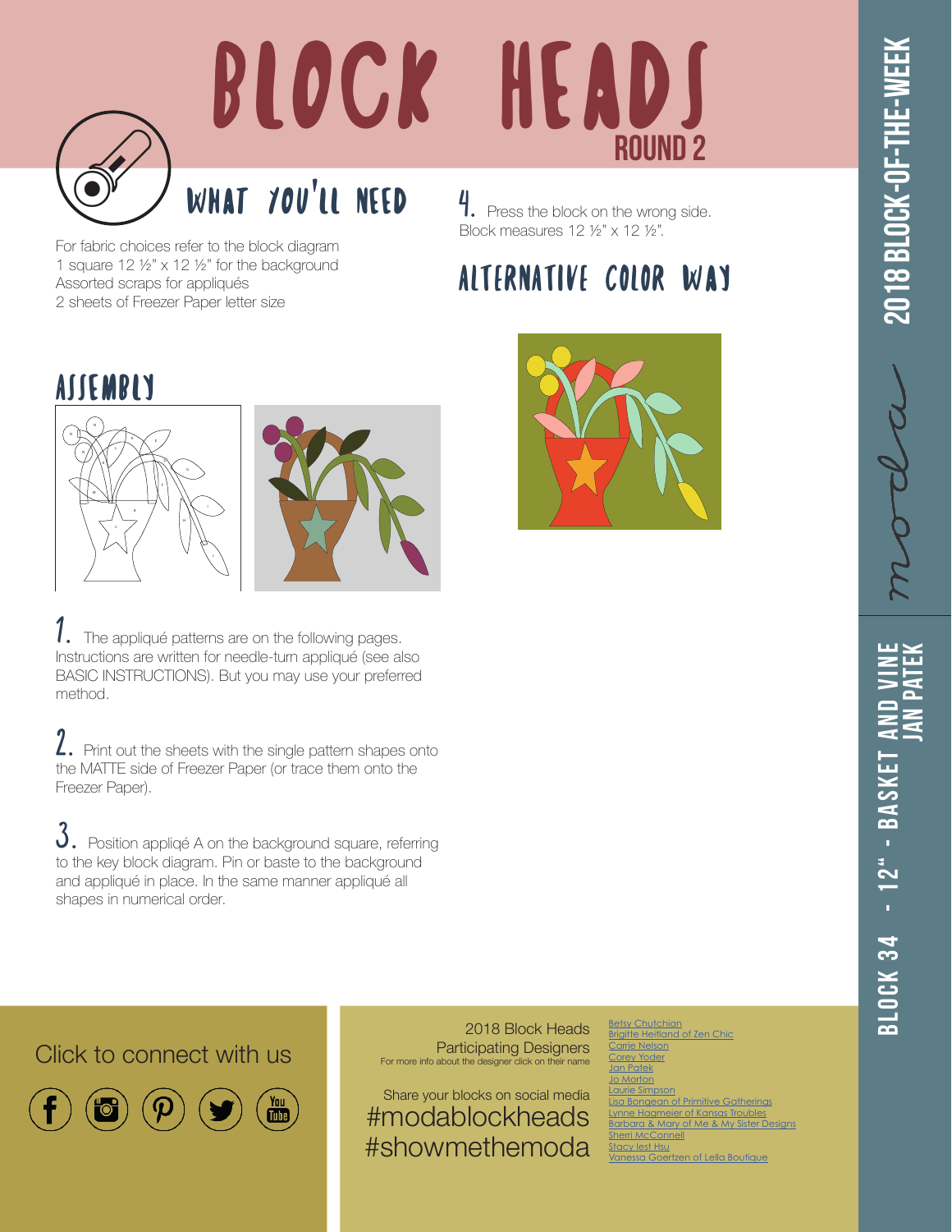# BLOCK HEADS

ROUND 2

2018 BLOCK-OF-THE-WEEK

BLOCK 34 - 12" - BASKET AND VINE

JAN PATEK

## WHAT YOU'LL NEED

For fabric choices refer to the block diagram
1 square 12 ½" x 12 ½" for the background
Assorted scraps for appliqués
2 sheets of Freezer Paper letter size

## ASSEMBLY

1. The appliqué patterns are on the following pages. Instructions are written for needle-turn appliqué (see also BASIC INSTRUCTIONS). But you may use your preferred method.

2. Print out the sheets with the single pattern shapes onto the MATTE side of Freezer Paper (or trace them onto the Freezer Paper).

3. Position appliqé A on the background square, referring to the key block diagram. Pin or baste to the background and appliqué in place. In the same manner appliqué all shapes in numerical order.

4. Press the block on the wrong side. Block measures 12 ½" x 12 ½".

## ALTERNATIVE COLOR WAY

Click to connect with us

2018 Block Heads Participating Designers
For more info about the designer click on their name

- Betsy Chutchian
- Brigitte Heitland of Zen Chic
- Carrie Nelson
- Corey Yoder
- Jan Patek
- Jo Morton
- Laurie Simpson
- Lisa Bongean of Primitive Gatherings
- Lynne Hagmeier of Kansas Troubles
- Barbara & Mary of Me & My Sister Designs
- Sherri McConnell
- Stacy Iest Hsu
- Vanessa Goertzen of Lella Boutique

Share your blocks on social media
#modablockheads
#showmethemoda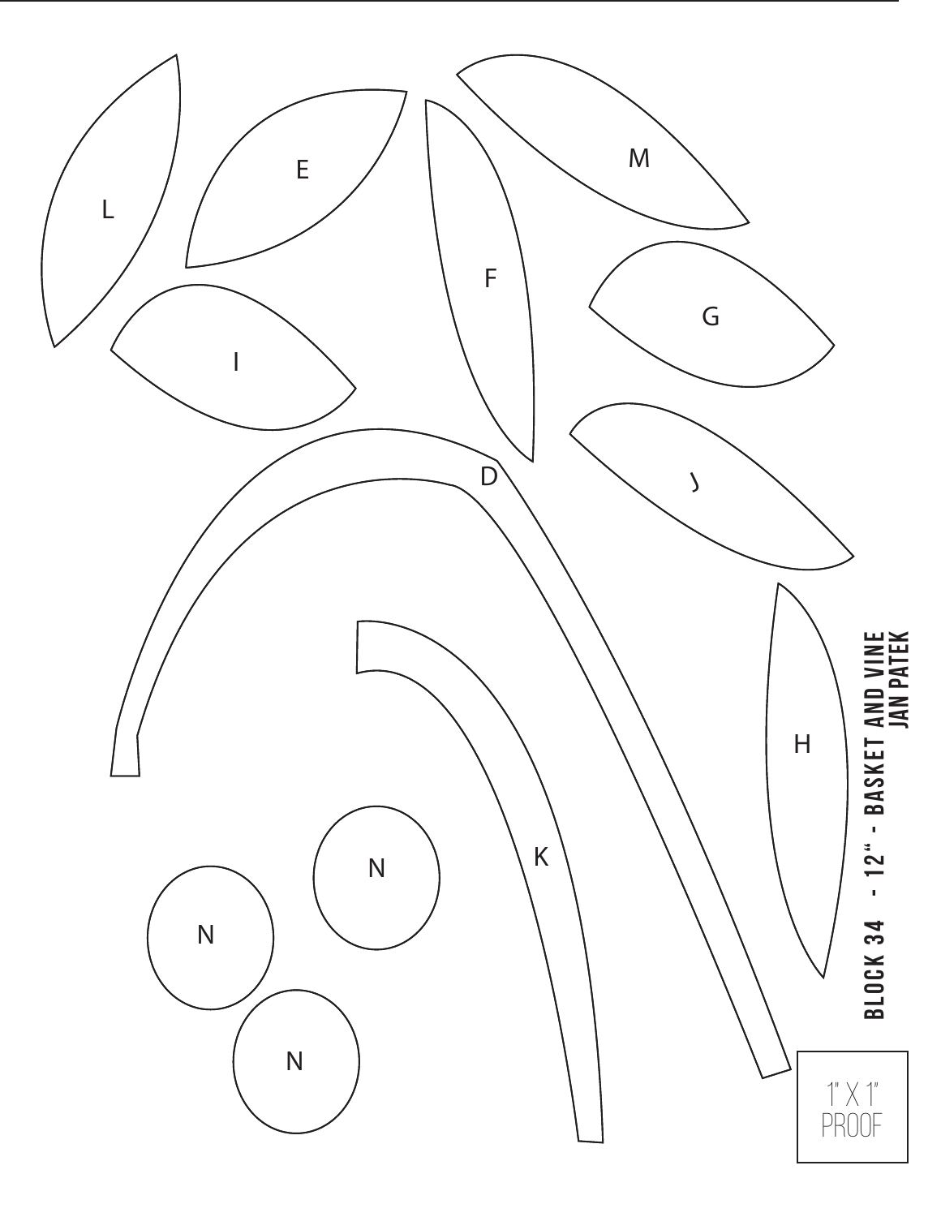L

E

F

M

G

I

J

D

H

K

N

N

N

**BLOCK 34 - 12" - BASKET AND VINE**
**JAN PATEK**

1" X 1"
PROOF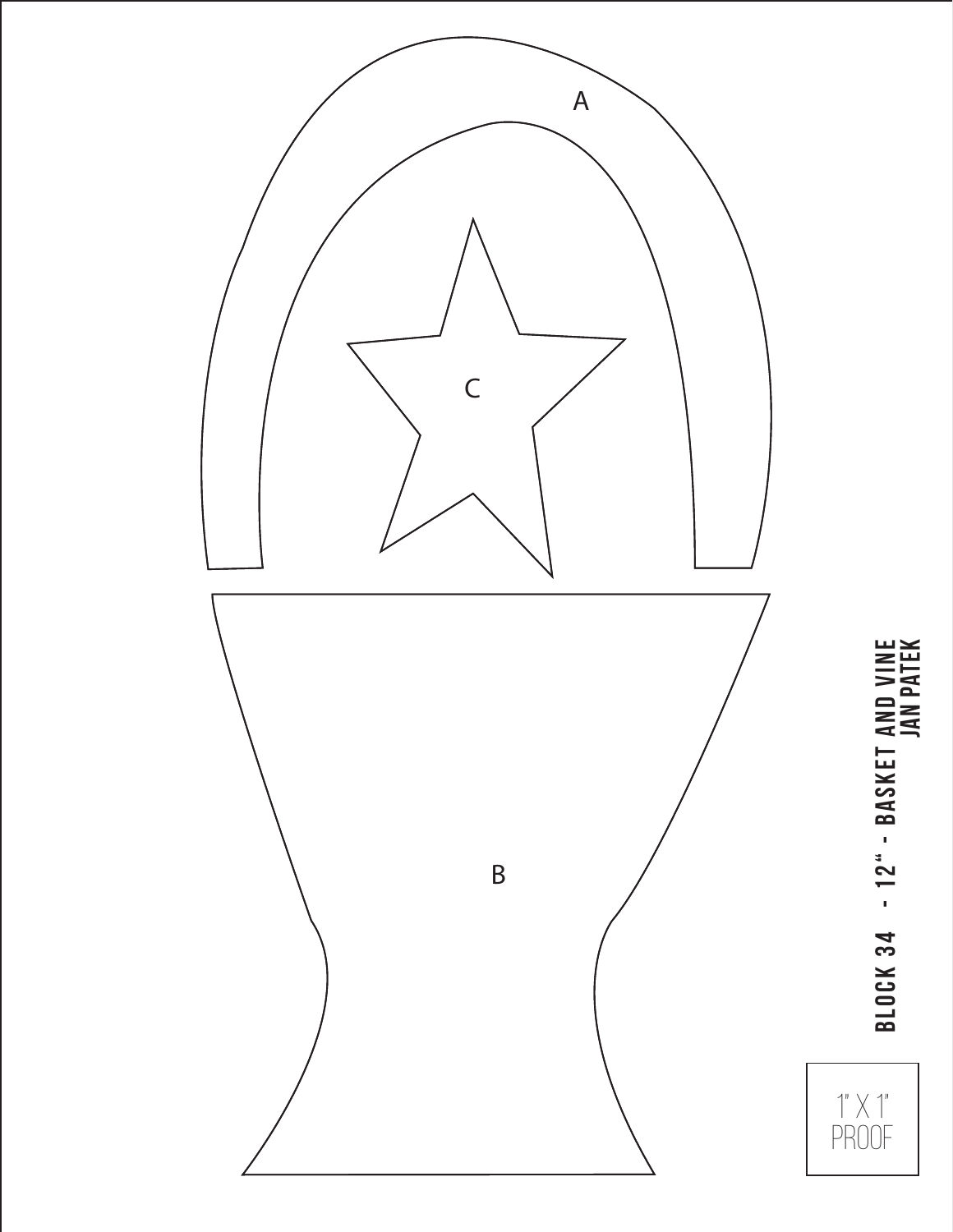A

C

B

**BLOCK 34 - 12" - BASKET AND VINE**
**JAN PATEK**

1" X 1"
PROOF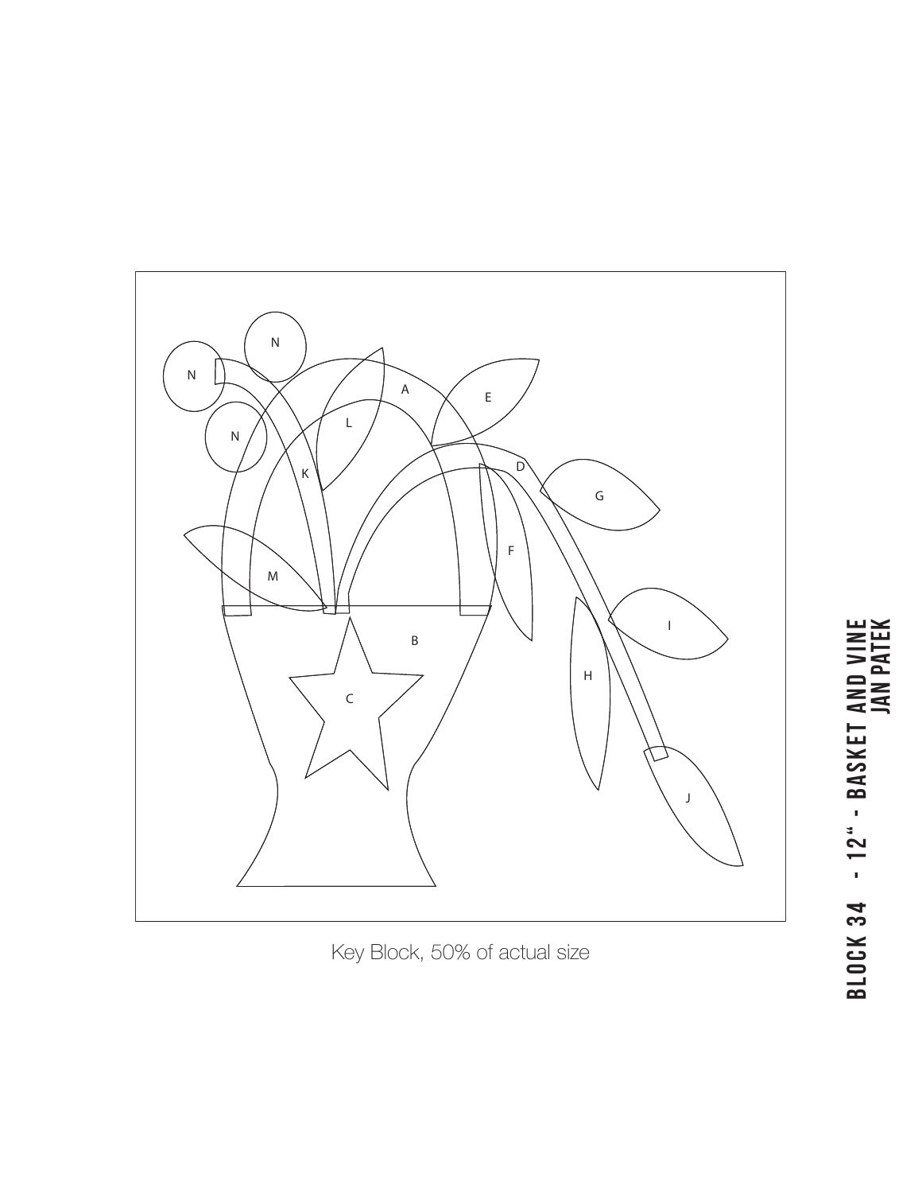**BLOCK 34 - 12" - BASKET AND VINE**
**JAN PATEK**

N

N

N

A

E

L

K

D

G

F

M

B

I

H

C

J

Key Block, 50% of actual size